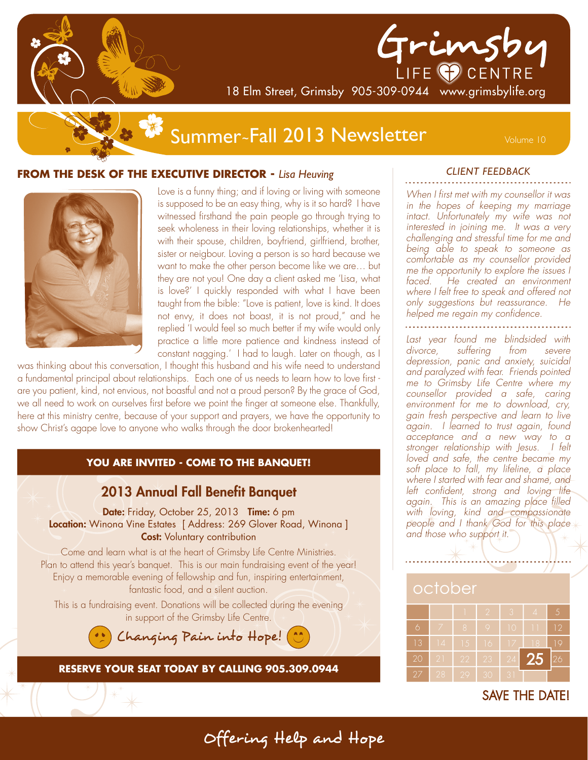# Grimsby LIFE CENTRE

18 Elm Street, Grimsby 905-309-0944 www.grimsbylife.org

## Summer~Fall 2013 Newsletter

Volume 10

### FROM THE DESK OF THE EXECUTIVE DIRECTOR - *Lisa Heuving*

Love is a funny thing; and if loving or living with someone is supposed to be an easy thing, why is it so hard? I have witnessed firsthand the pain people go through trying to seek wholeness in their loving relationships, whether it is with their spouse, children, boyfriend, girlfriend, brother, sister or neigbour. Loving a person is so hard because we want to make the other person become like we are… but they are not you! One day a client asked me 'Lisa, what is love?' I quickly responded with what I have been taught from the bible: "Love is patient, love is kind. It does not envy, it does not boast, it is not proud," and he replied 'I would feel so much better if my wife would only practice a little more patience and kindness instead of constant nagging.' I had to laugh. Later on though, as I was thinking about this conversation, I thought this husband and his wife need to understand a fundamental principal about relationships. Each one of us needs to learn how to love first - are you patient, kind, not envious, not boastful and not a proud person? By the grace of God, we all need to work on ourselves first before we point the finger at someone else. Thankfully, here at this ministry centre, because of your support and prayers, we have the opportunity to show Christ's agape love to anyone who walks through the door brokenhearted!

### YOU ARE INVITED - COME TO THE BANQUET!

## 2013 Annual Fall Benefit Banquet

**Date:** Friday, October 25, 2013 **Time:** 6 pm
**Location:** Winona Vine Estates [ Address: 269 Glover Road, Winona ]
**Cost:** Voluntary contribution

Come and learn what is at the heart of Grimsby Life Centre Ministries. Plan to attend this year's banquet. This is our main fundraising event of the year! Enjoy a memorable evening of fellowship and fun, inspiring entertainment, fantastic food, and a silent auction.

This is a fundraising event. Donations will be collected during the evening in support of the Grimsby Life Centre.

Changing Pain into Hope!

**RESERVE YOUR SEAT TODAY BY CALLING 905.309.0944**

### *CLIENT FEEDBACK*

*When I first met with my counsellor it was in the hopes of keeping my marriage intact. Unfortunately my wife was not interested in joining me. It was a very challenging and stressful time for me and being able to speak to someone as comfortable as my counsellor provided me the opportunity to explore the issues I faced. He created an environment where I felt free to speak and offered not only suggestions but reassurance. He helped me regain my confidence.*

*Last year found me blindsided with divorce, suffering from severe depression, panic and anxiety, suicidal and paralyzed with fear. Friends pointed me to Grimsby Life Centre where my counsellor provided a safe, caring environment for me to download, cry, gain fresh perspective and learn to live again. I learned to trust again, found acceptance and a new way to a stronger relationship with Jesus. I felt loved and safe, the centre became my soft place to fall, my lifeline, a place where I started with fear and shame, and left confident, strong and loving life again. This is an amazing place filled with loving, kind and compassionate people and I thank God for this place and those who support it.*

### october

| | | | | | | |
|---|---|---|---|---|---|---|
| | | 1 | 2 | 3 | 4 | 5 |
| 6 | 7 | 8 | 9 | 10 | 11 | 12 |
| 13 | 14 | 15 | 16 | 17 | 18 | 19 |
| 20 | 21 | 22 | 23 | 24 | **25** | 26 |
| 27 | 28 | 29 | 30 | 31 | | |

SAVE THE DATE!

Offering Help and Hope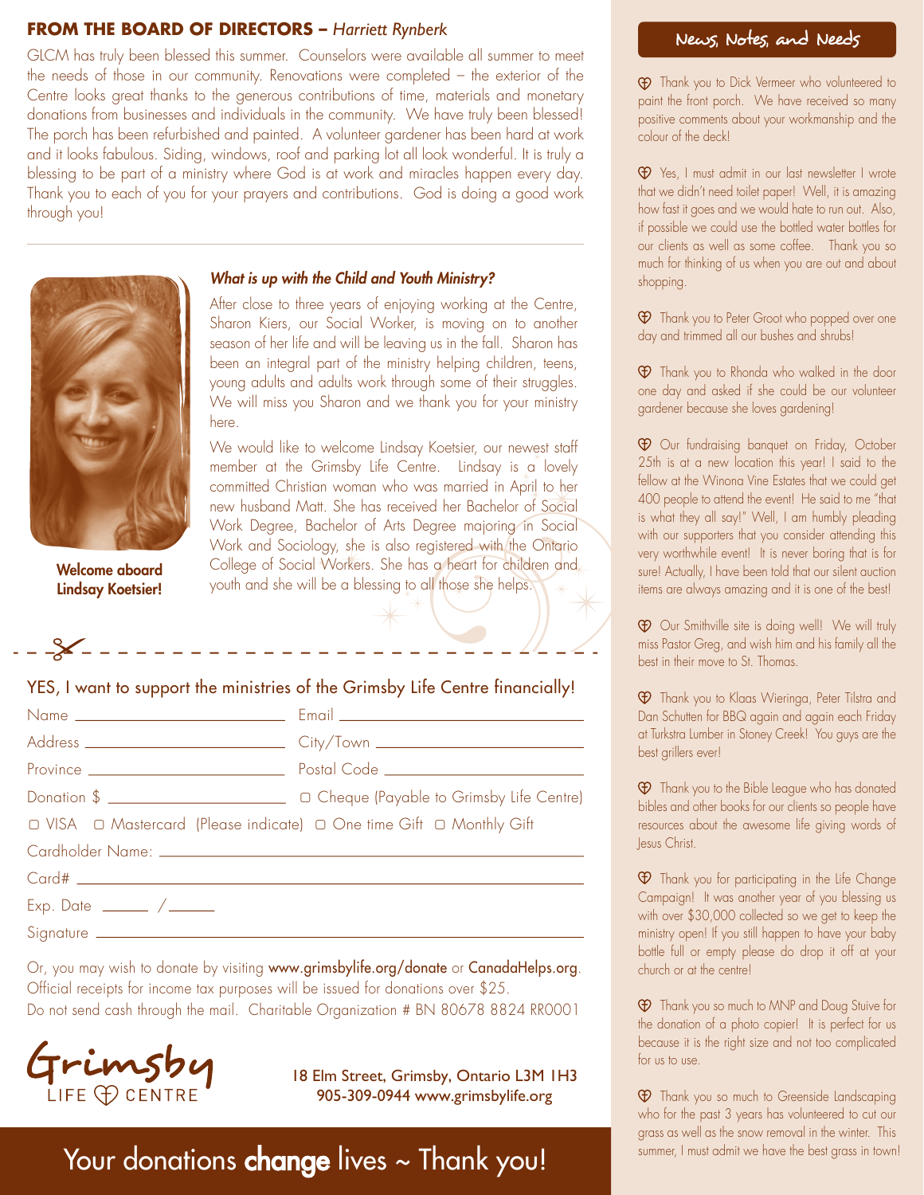## FROM THE BOARD OF DIRECTORS – *Harriett Rynberk*

GLCM has truly been blessed this summer. Counselors were available all summer to meet the needs of those in our community. Renovations were completed – the exterior of the Centre looks great thanks to the generous contributions of time, materials and monetary donations from businesses and individuals in the community. We have truly been blessed! The porch has been refurbished and painted. A volunteer gardener has been hard at work and it looks fabulous. Siding, windows, roof and parking lot all look wonderful. It is truly a blessing to be part of a ministry where God is at work and miracles happen every day. Thank you to each of you for your prayers and contributions. God is doing a good work through you!

### *What is up with the Child and Youth Ministry?*

After close to three years of enjoying working at the Centre, Sharon Kiers, our Social Worker, is moving on to another season of her life and will be leaving us in the fall. Sharon has been an integral part of the ministry helping children, teens, young adults and adults work through some of their struggles. We will miss you Sharon and we thank you for your ministry here.

We would like to welcome Lindsay Koetsier, our newest staff member at the Grimsby Life Centre. Lindsay is a lovely committed Christian woman who was married in April to her new husband Matt. She has received her Bachelor of Social Work Degree, Bachelor of Arts Degree majoring in Social Work and Sociology, she is also registered with the Ontario College of Social Workers. She has a heart for children and youth and she will be a blessing to all those she helps.

**Welcome aboard Lindsay Koetsier!**

---

YES, I want to support the ministries of the Grimsby Life Centre financially!

Name ______________________ Email ______________________

Address ______________________ City/Town ______________________

Province ______________________ Postal Code ______________________

Donation $ ______________________ ▢ Cheque (Payable to Grimsby Life Centre)

▢ VISA ▢ Mastercard (Please indicate) ▢ One time Gift ▢ Monthly Gift

Cardholder Name: ______________________

Card# ______________________

Exp. Date ______ /______

Signature ______________________

Or, you may wish to donate by visiting **www.grimsbylife.org/donate** or **CanadaHelps.org**. Official receipts for income tax purposes will be issued for donations over $25. Do not send cash through the mail. Charitable Organization # BN 80678 8824 RR0001

Grimsby LIFE CENTRE

18 Elm Street, Grimsby, Ontario L3M 1H3
905-309-0944 www.grimsbylife.org

# Your donations **change** lives ~ Thank you!

## News, Notes, and Needs

- Thank you to Dick Vermeer who volunteered to paint the front porch. We have received so many positive comments about your workmanship and the colour of the deck!

- Yes, I must admit in our last newsletter I wrote that we didn't need toilet paper! Well, it is amazing how fast it goes and we would hate to run out. Also, if possible we could use the bottled water bottles for our clients as well as some coffee. Thank you so much for thinking of us when you are out and about shopping.

- Thank you to Peter Groot who popped over one day and trimmed all our bushes and shrubs!

- Thank you to Rhonda who walked in the door one day and asked if she could be our volunteer gardener because she loves gardening!

- Our fundraising banquet on Friday, October 25th is at a new location this year! I said to the fellow at the Winona Vine Estates that we could get 400 people to attend the event! He said to me "that is what they all say!" Well, I am humbly pleading with our supporters that you consider attending this very worthwhile event! It is never boring that is for sure! Actually, I have been told that our silent auction items are always amazing and it is one of the best!

- Our Smithville site is doing well! We will truly miss Pastor Greg, and wish him and his family all the best in their move to St. Thomas.

- Thank you to Klaas Wieringa, Peter Tilstra and Dan Schutten for BBQ again and again each Friday at Turkstra Lumber in Stoney Creek! You guys are the best grillers ever!

- Thank you to the Bible League who has donated bibles and other books for our clients so people have resources about the awesome life giving words of Jesus Christ.

- Thank you for participating in the Life Change Campaign! It was another year of you blessing us with over $30,000 collected so we get to keep the ministry open! If you still happen to have your baby bottle full or empty please do drop it off at your church or at the centre!

- Thank you so much to MNP and Doug Stuive for the donation of a photo copier! It is perfect for us because it is the right size and not too complicated for us to use.

- Thank you so much to Greenside Landscaping who for the past 3 years has volunteered to cut our grass as well as the snow removal in the winter. This summer, I must admit we have the best grass in town!